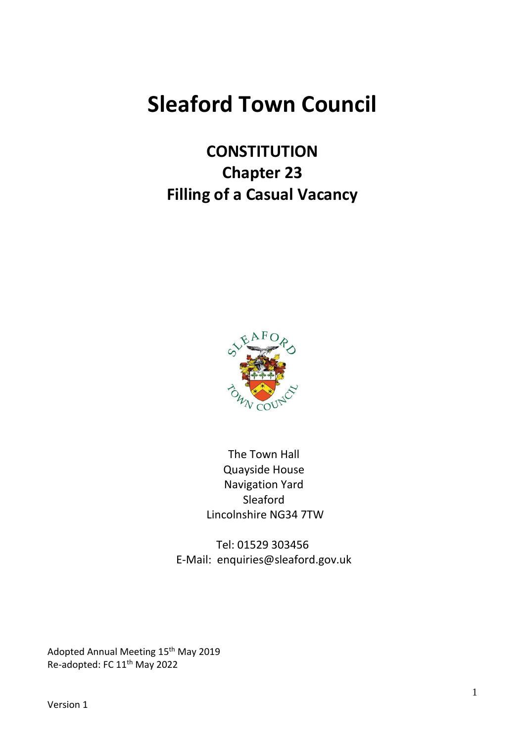# Sleaford Town Council

## CONSTITUTION
## Chapter 23
## Filling of a Casual Vacancy

The Town Hall
Quayside House
Navigation Yard
Sleaford
Lincolnshire NG34 7TW

Tel: 01529 303456
E-Mail: enquiries@sleaford.gov.uk

Adopted Annual Meeting 15th May 2019
Re-adopted: FC 11th May 2022

Version 1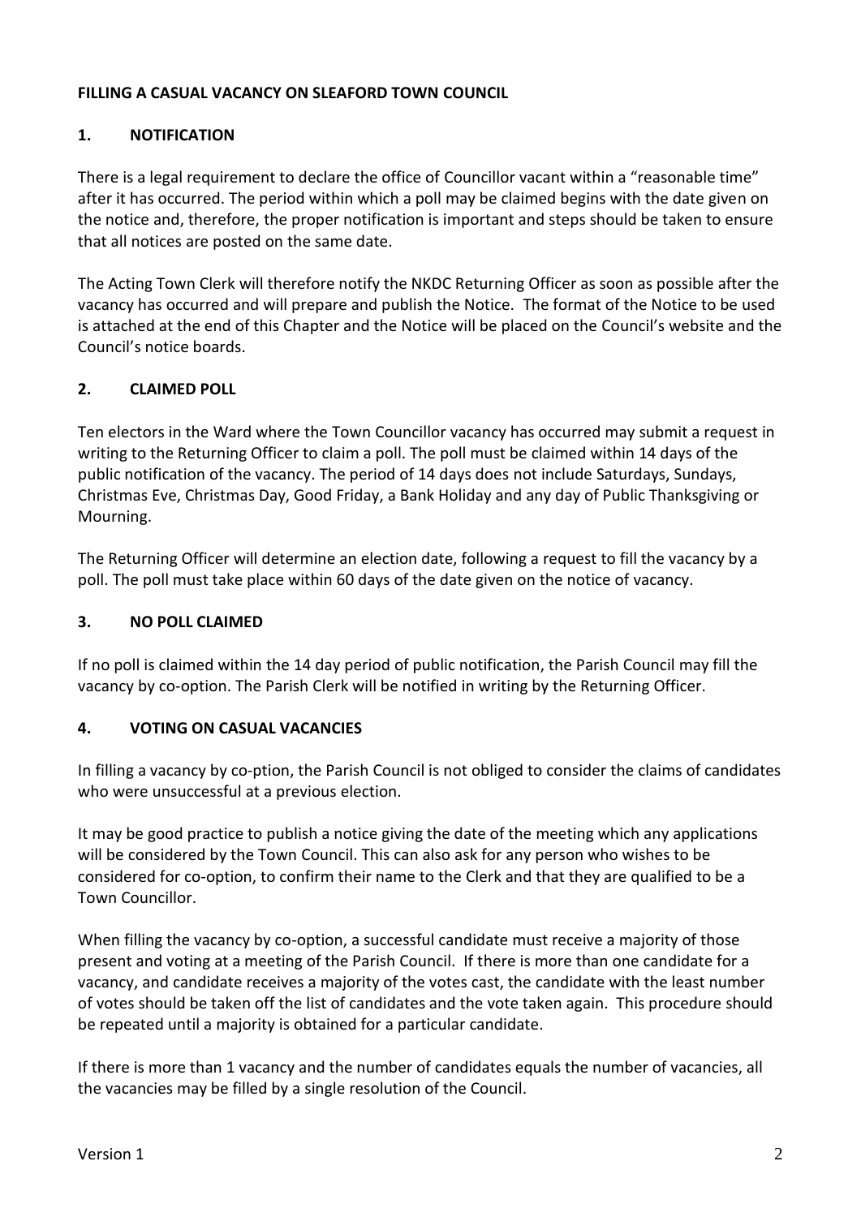**FILLING A CASUAL VACANCY ON SLEAFORD TOWN COUNCIL**

## 1. NOTIFICATION

There is a legal requirement to declare the office of Councillor vacant within a "reasonable time" after it has occurred. The period within which a poll may be claimed begins with the date given on the notice and, therefore, the proper notification is important and steps should be taken to ensure that all notices are posted on the same date.

The Acting Town Clerk will therefore notify the NKDC Returning Officer as soon as possible after the vacancy has occurred and will prepare and publish the Notice. The format of the Notice to be used is attached at the end of this Chapter and the Notice will be placed on the Council's website and the Council's notice boards.

## 2. CLAIMED POLL

Ten electors in the Ward where the Town Councillor vacancy has occurred may submit a request in writing to the Returning Officer to claim a poll. The poll must be claimed within 14 days of the public notification of the vacancy. The period of 14 days does not include Saturdays, Sundays, Christmas Eve, Christmas Day, Good Friday, a Bank Holiday and any day of Public Thanksgiving or Mourning.

The Returning Officer will determine an election date, following a request to fill the vacancy by a poll. The poll must take place within 60 days of the date given on the notice of vacancy.

## 3. NO POLL CLAIMED

If no poll is claimed within the 14 day period of public notification, the Parish Council may fill the vacancy by co-option. The Parish Clerk will be notified in writing by the Returning Officer.

## 4. VOTING ON CASUAL VACANCIES

In filling a vacancy by co-ption, the Parish Council is not obliged to consider the claims of candidates who were unsuccessful at a previous election.

It may be good practice to publish a notice giving the date of the meeting which any applications will be considered by the Town Council. This can also ask for any person who wishes to be considered for co-option, to confirm their name to the Clerk and that they are qualified to be a Town Councillor.

When filling the vacancy by co-option, a successful candidate must receive a majority of those present and voting at a meeting of the Parish Council. If there is more than one candidate for a vacancy, and candidate receives a majority of the votes cast, the candidate with the least number of votes should be taken off the list of candidates and the vote taken again. This procedure should be repeated until a majority is obtained for a particular candidate.

If there is more than 1 vacancy and the number of candidates equals the number of vacancies, all the vacancies may be filled by a single resolution of the Council.

Version 1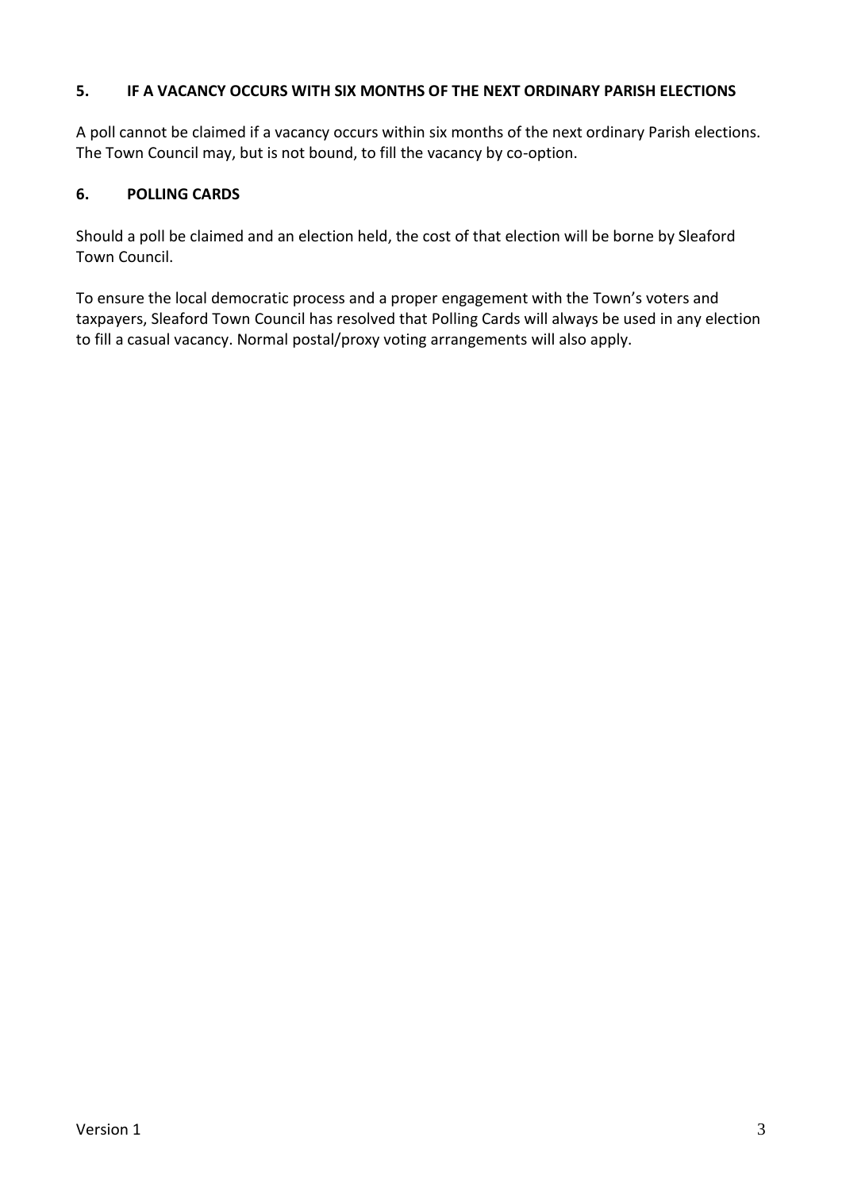## 5. IF A VACANCY OCCURS WITH SIX MONTHS OF THE NEXT ORDINARY PARISH ELECTIONS

A poll cannot be claimed if a vacancy occurs within six months of the next ordinary Parish elections. The Town Council may, but is not bound, to fill the vacancy by co-option.

## 6. POLLING CARDS

Should a poll be claimed and an election held, the cost of that election will be borne by Sleaford Town Council.

To ensure the local democratic process and a proper engagement with the Town's voters and taxpayers, Sleaford Town Council has resolved that Polling Cards will always be used in any election to fill a casual vacancy. Normal postal/proxy voting arrangements will also apply.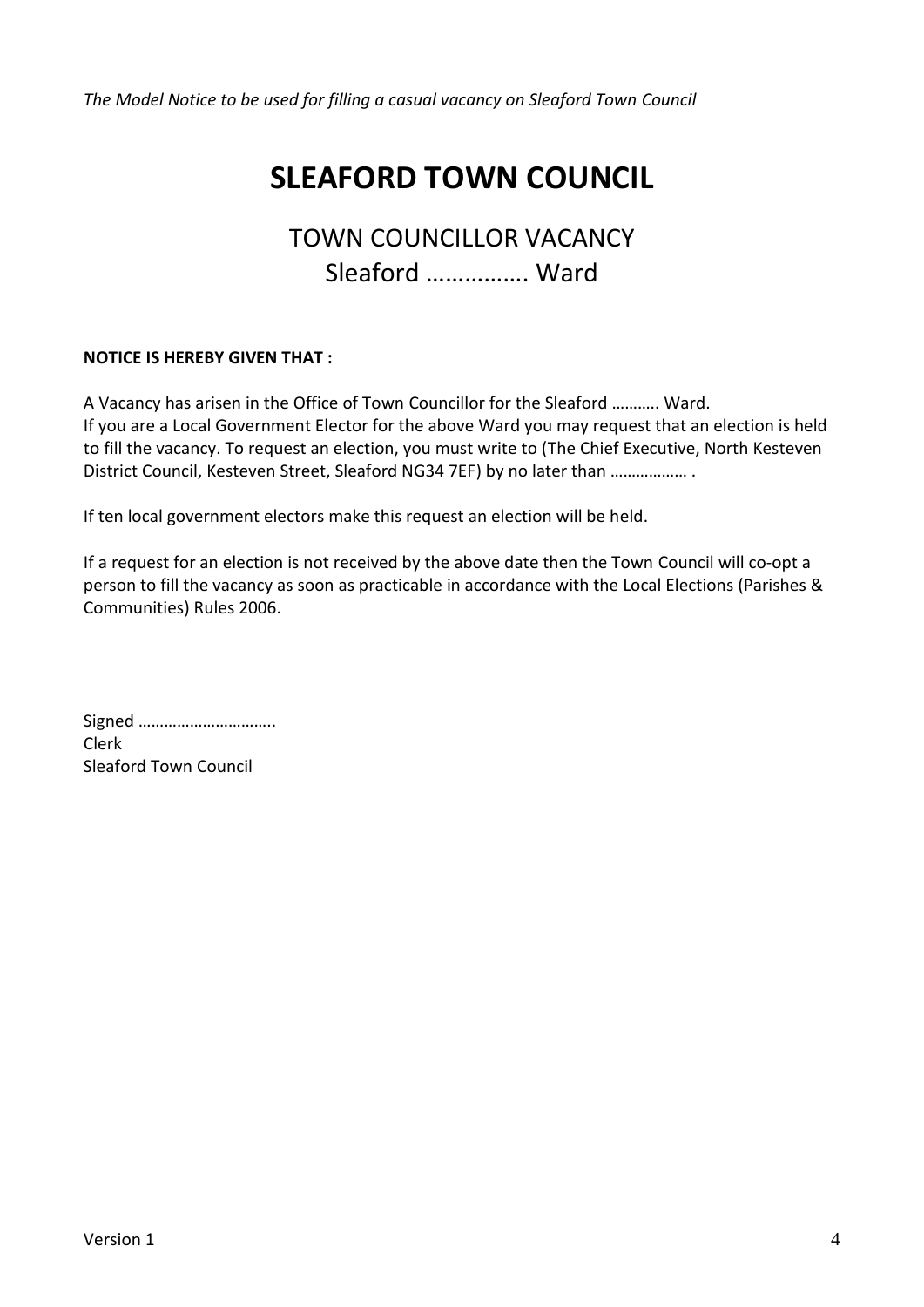*The Model Notice to be used for filling a casual vacancy on Sleaford Town Council*

# SLEAFORD TOWN COUNCIL

## TOWN COUNCILLOR VACANCY
## Sleaford ……………. Ward

**NOTICE IS HEREBY GIVEN THAT :**

A Vacancy has arisen in the Office of Town Councillor for the Sleaford ……….. Ward.
If you are a Local Government Elector for the above Ward you may request that an election is held to fill the vacancy. To request an election, you must write to (The Chief Executive, North Kesteven District Council, Kesteven Street, Sleaford NG34 7EF) by no later than ……………… .

If ten local government electors make this request an election will be held.

If a request for an election is not received by the above date then the Town Council will co-opt a person to fill the vacancy as soon as practicable in accordance with the Local Elections (Parishes & Communities) Rules 2006.

Signed …………………………..
Clerk
Sleaford Town Council

Version 1